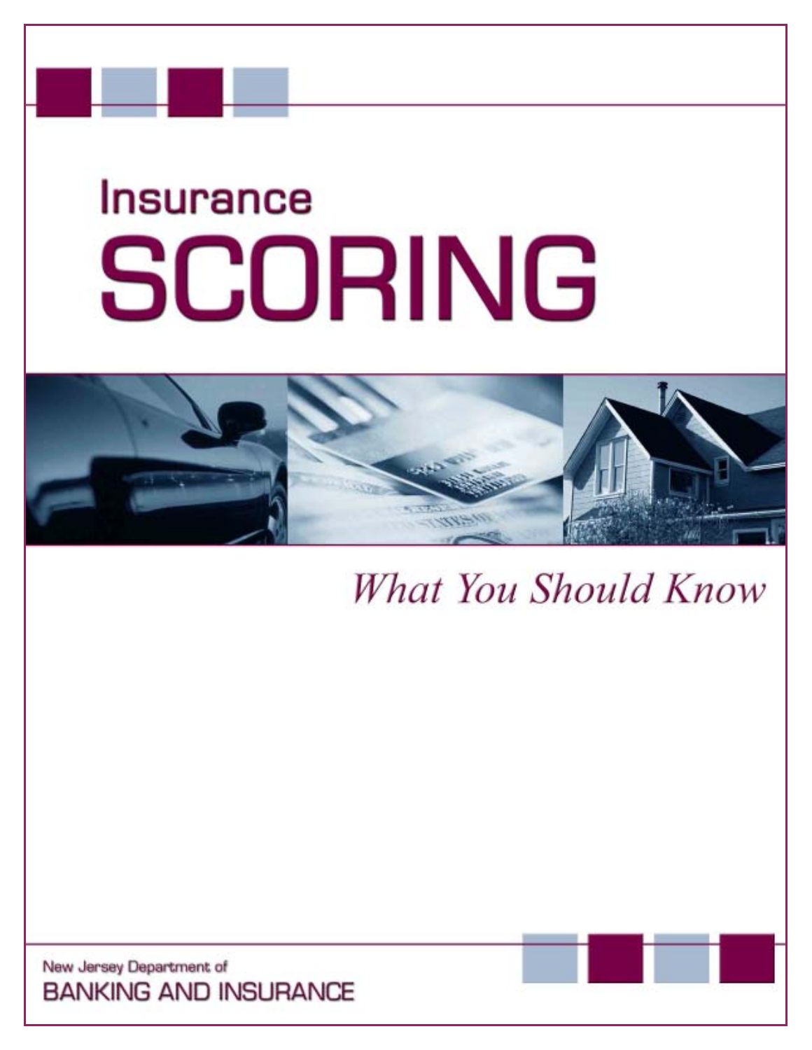# Insurance SCORING

*What You Should Know*

New Jersey Department of
BANKING AND INSURANCE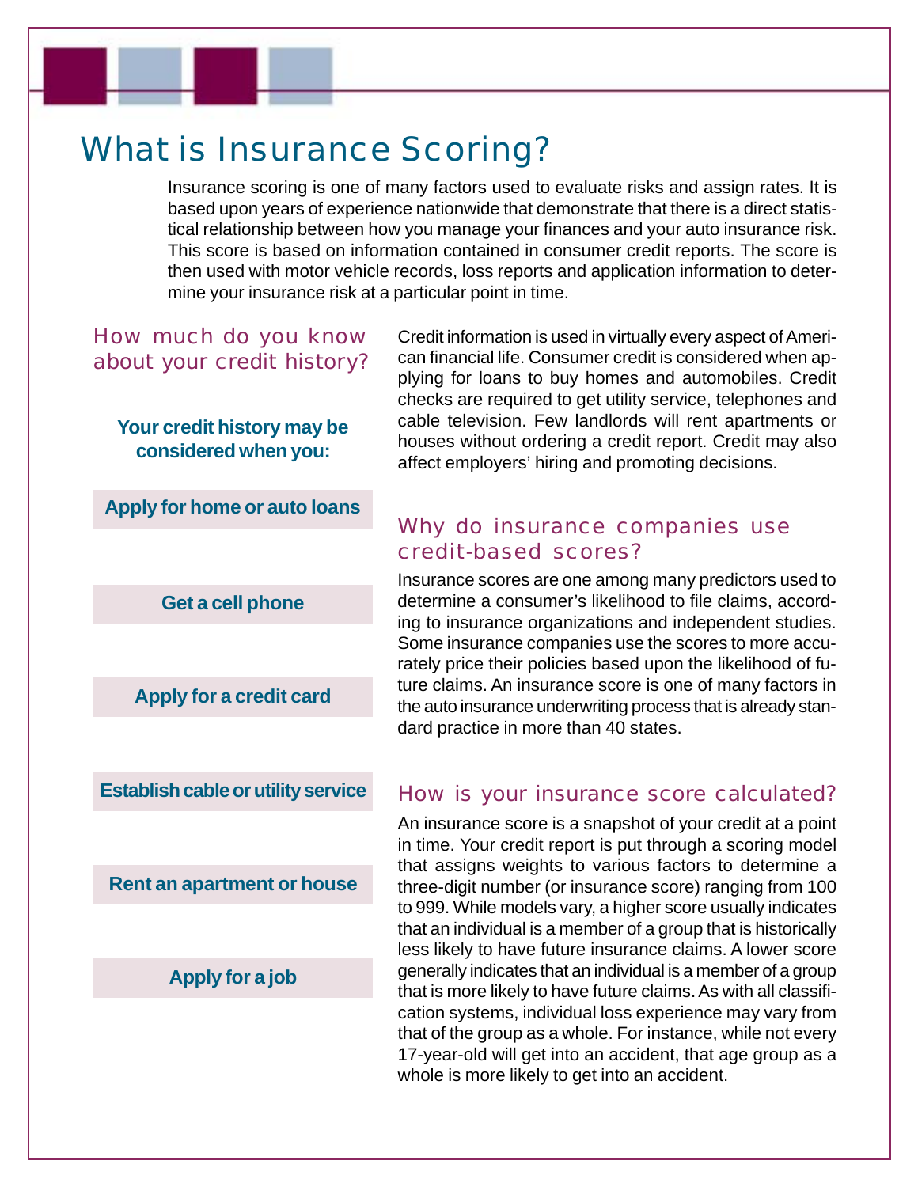# What is Insurance Scoring?

Insurance scoring is one of many factors used to evaluate risks and assign rates. It is based upon years of experience nationwide that demonstrate that there is a direct statistical relationship between how you manage your finances and your auto insurance risk. This score is based on information contained in consumer credit reports. The score is then used with motor vehicle records, loss reports and application information to determine your insurance risk at a particular point in time.

## How much do you know about your credit history?

**Your credit history may be considered when you:**

- **Apply for home or auto loans**
- **Get a cell phone**
- **Apply for a credit card**
- **Establish cable or utility service**
- **Rent an apartment or house**
- **Apply for a job**

Credit information is used in virtually every aspect of American financial life. Consumer credit is considered when applying for loans to buy homes and automobiles. Credit checks are required to get utility service, telephones and cable television. Few landlords will rent apartments or houses without ordering a credit report. Credit may also affect employers' hiring and promoting decisions.

## Why do insurance companies use credit-based scores?

Insurance scores are one among many predictors used to determine a consumer's likelihood to file claims, according to insurance organizations and independent studies. Some insurance companies use the scores to more accurately price their policies based upon the likelihood of future claims. An insurance score is one of many factors in the auto insurance underwriting process that is already standard practice in more than 40 states.

## How is your insurance score calculated?

An insurance score is a snapshot of your credit at a point in time. Your credit report is put through a scoring model that assigns weights to various factors to determine a three-digit number (or insurance score) ranging from 100 to 999. While models vary, a higher score usually indicates that an individual is a member of a group that is historically less likely to have future insurance claims. A lower score generally indicates that an individual is a member of a group that is more likely to have future claims. As with all classification systems, individual loss experience may vary from that of the group as a whole. For instance, while not every 17-year-old will get into an accident, that age group as a whole is more likely to get into an accident.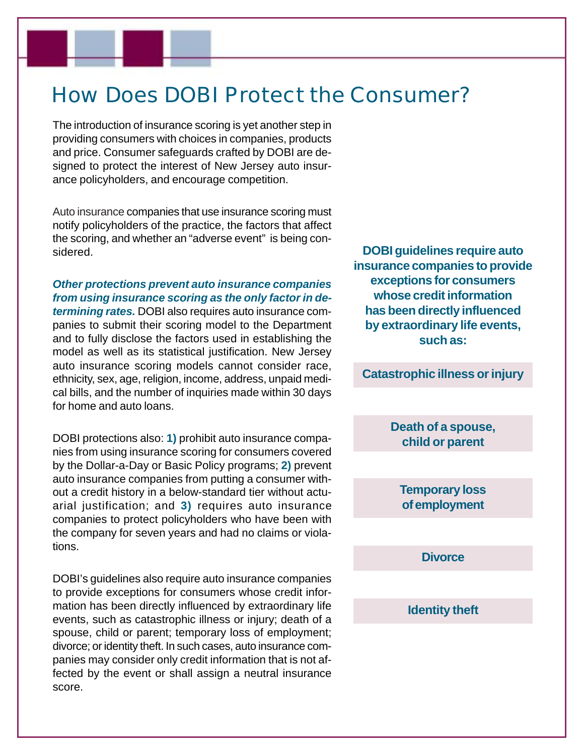# How Does DOBI Protect the Consumer?

The introduction of insurance scoring is yet another step in providing consumers with choices in companies, products and price. Consumer safeguards crafted by DOBI are designed to protect the interest of New Jersey auto insurance policyholders, and encourage competition.

Auto insurance companies that use insurance scoring must notify policyholders of the practice, the factors that affect the scoring, and whether an "adverse event" is being considered.

***Other protections prevent auto insurance companies from using insurance scoring as the only factor in determining rates.*** DOBI also requires auto insurance companies to submit their scoring model to the Department and to fully disclose the factors used in establishing the model as well as its statistical justification. New Jersey auto insurance scoring models cannot consider race, ethnicity, sex, age, religion, income, address, unpaid medical bills, and the number of inquiries made within 30 days for home and auto loans.

DOBI protections also: **1)** prohibit auto insurance companies from using insurance scoring for consumers covered by the Dollar-a-Day or Basic Policy programs; **2)** prevent auto insurance companies from putting a consumer without a credit history in a below-standard tier without actuarial justification; and **3)** requires auto insurance companies to protect policyholders who have been with the company for seven years and had no claims or violations.

DOBI's guidelines also require auto insurance companies to provide exceptions for consumers whose credit information has been directly influenced by extraordinary life events, such as catastrophic illness or injury; death of a spouse, child or parent; temporary loss of employment; divorce; or identity theft. In such cases, auto insurance companies may consider only credit information that is not affected by the event or shall assign a neutral insurance score.

**DOBI guidelines require auto insurance companies to provide exceptions for consumers whose credit information has been directly influenced by extraordinary life events, such as:**

- **Catastrophic illness or injury**
- **Death of a spouse, child or parent**
- **Temporary loss of employment**
- **Divorce**
- **Identity theft**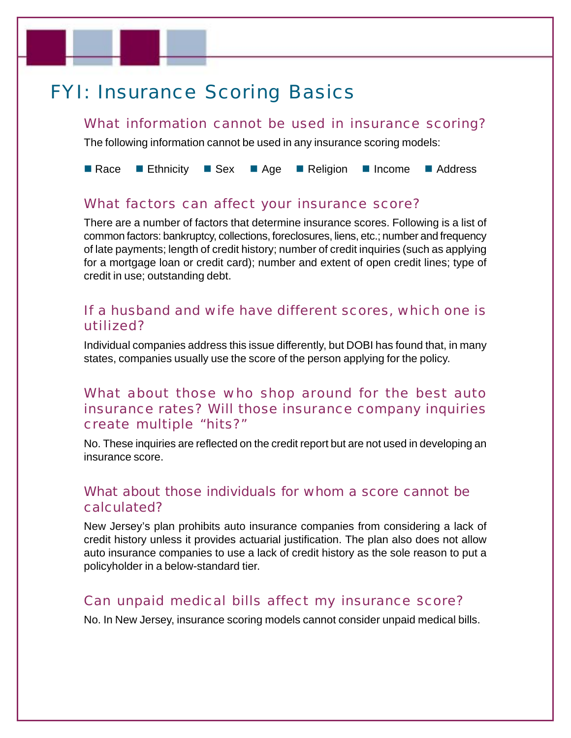# FYI: Insurance Scoring Basics

## What information cannot be used in insurance scoring?

The following information cannot be used in any insurance scoring models:

- Race
- Ethnicity
- Sex
- Age
- Religion
- Income
- Address

## What factors can affect your insurance score?

There are a number of factors that determine insurance scores. Following is a list of common factors: bankruptcy, collections, foreclosures, liens, etc.; number and frequency of late payments; length of credit history; number of credit inquiries (such as applying for a mortgage loan or credit card); number and extent of open credit lines; type of credit in use; outstanding debt.

## If a husband and wife have different scores, which one is utilized?

Individual companies address this issue differently, but DOBI has found that, in many states, companies usually use the score of the person applying for the policy.

## What about those who shop around for the best auto insurance rates? Will those insurance company inquiries create multiple "hits?"

No. These inquiries are reflected on the credit report but are not used in developing an insurance score.

## What about those individuals for whom a score cannot be calculated?

New Jersey's plan prohibits auto insurance companies from considering a lack of credit history unless it provides actuarial justification. The plan also does not allow auto insurance companies to use a lack of credit history as the sole reason to put a policyholder in a below-standard tier.

## Can unpaid medical bills affect my insurance score?

No. In New Jersey, insurance scoring models cannot consider unpaid medical bills.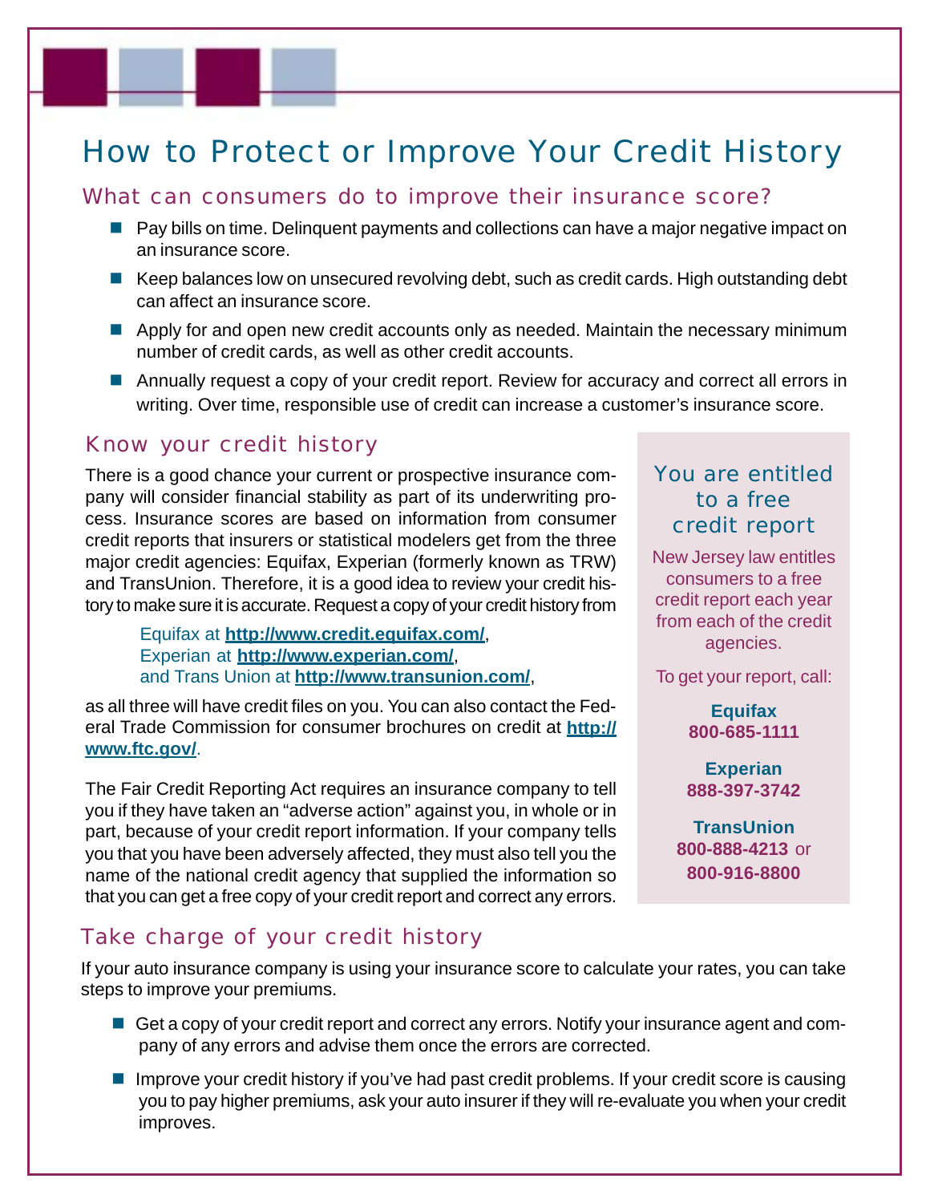# How to Protect or Improve Your Credit History

## What can consumers do to improve their insurance score?

- Pay bills on time. Delinquent payments and collections can have a major negative impact on an insurance score.
- Keep balances low on unsecured revolving debt, such as credit cards. High outstanding debt can affect an insurance score.
- Apply for and open new credit accounts only as needed. Maintain the necessary minimum number of credit cards, as well as other credit accounts.
- Annually request a copy of your credit report. Review for accuracy and correct all errors in writing. Over time, responsible use of credit can increase a customer's insurance score.

## Know your credit history

There is a good chance your current or prospective insurance company will consider financial stability as part of its underwriting process. Insurance scores are based on information from consumer credit reports that insurers or statistical modelers get from the three major credit agencies: Equifax, Experian (formerly known as TRW) and TransUnion. Therefore, it is a good idea to review your credit history to make sure it is accurate. Request a copy of your credit history from

> Equifax at **http://www.credit.equifax.com/**,
> Experian at **http://www.experian.com/**,
> and Trans Union at **http://www.transunion.com/**,

as all three will have credit files on you. You can also contact the Federal Trade Commission for consumer brochures on credit at **http://www.ftc.gov/**.

The Fair Credit Reporting Act requires an insurance company to tell you if they have taken an "adverse action" against you, in whole or in part, because of your credit report information. If your company tells you that you have been adversely affected, they must also tell you the name of the national credit agency that supplied the information so that you can get a free copy of your credit report and correct any errors.

### You are entitled to a free credit report

New Jersey law entitles consumers to a free credit report each year from each of the credit agencies.

To get your report, call:

**Equifax**
**800-685-1111**

**Experian**
**888-397-3742**

**TransUnion**
**800-888-4213** or **800-916-8800**

## Take charge of your credit history

If your auto insurance company is using your insurance score to calculate your rates, you can take steps to improve your premiums.

- Get a copy of your credit report and correct any errors. Notify your insurance agent and company of any errors and advise them once the errors are corrected.
- Improve your credit history if you've had past credit problems. If your credit score is causing you to pay higher premiums, ask your auto insurer if they will re-evaluate you when your credit improves.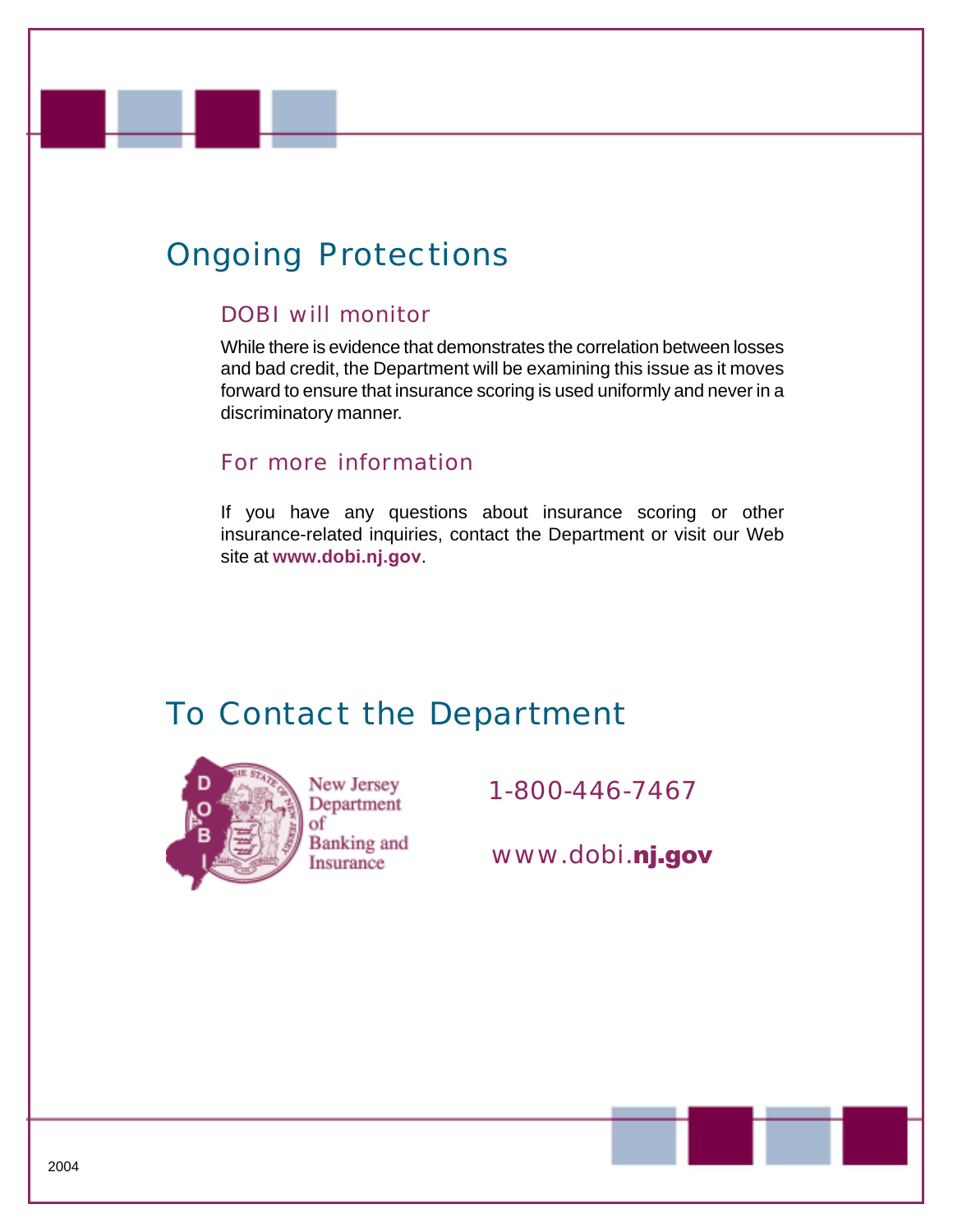## Ongoing Protections

### DOBI will monitor

While there is evidence that demonstrates the correlation between losses and bad credit, the Department will be examining this issue as it moves forward to ensure that insurance scoring is used uniformly and never in a discriminatory manner.

### For more information

If you have any questions about insurance scoring or other insurance-related inquiries, contact the Department or visit our Web site at **www.dobi.nj.gov**.

## To Contact the Department

New Jersey Department of Banking and Insurance

1-800-446-7467

www.dobi.**nj.gov**

2004